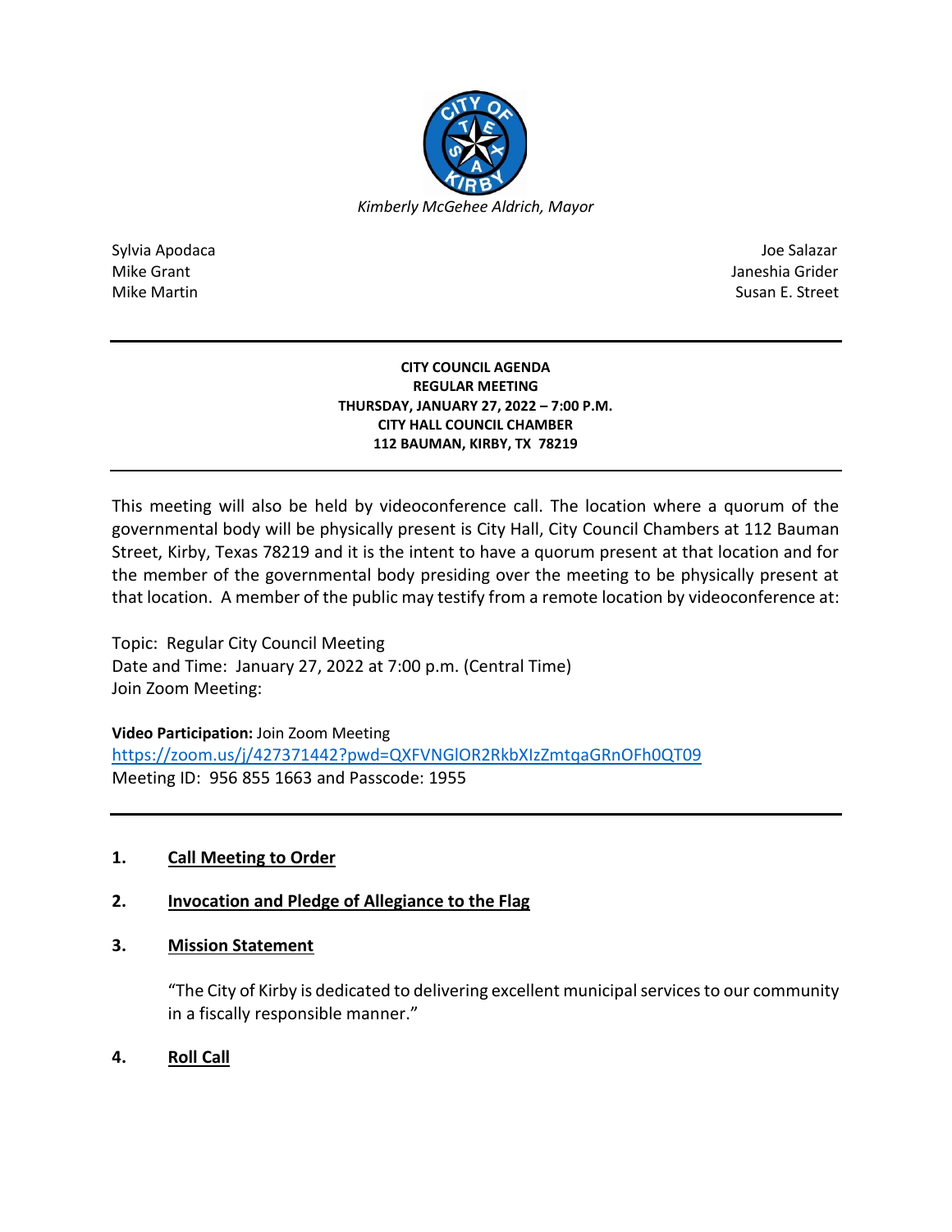*Kimberly McGehee Aldrich, Mayor*

Sylvia Apodaca
Mike Grant
Mike Martin

Joe Salazar
Janeshia Grider
Susan E. Street

---

**CITY COUNCIL AGENDA**
**REGULAR MEETING**
**THURSDAY, JANUARY 27, 2022 – 7:00 P.M.**
**CITY HALL COUNCIL CHAMBER**
**112 BAUMAN, KIRBY, TX 78219**

---

This meeting will also be held by videoconference call. The location where a quorum of the governmental body will be physically present is City Hall, City Council Chambers at 112 Bauman Street, Kirby, Texas 78219 and it is the intent to have a quorum present at that location and for the member of the governmental body presiding over the meeting to be physically present at that location. A member of the public may testify from a remote location by videoconference at:

Topic: Regular City Council Meeting
Date and Time: January 27, 2022 at 7:00 p.m. (Central Time)
Join Zoom Meeting:

**Video Participation:** Join Zoom Meeting
https://zoom.us/j/427371442?pwd=QXFVNGlOR2RkbXIzZmtqaGRnOFh0QT09
Meeting ID: 956 855 1663 and Passcode: 1955

---

1. **Call Meeting to Order**

2. **Invocation and Pledge of Allegiance to the Flag**

3. **Mission Statement**

   "The City of Kirby is dedicated to delivering excellent municipal services to our community in a fiscally responsible manner."

4. **Roll Call**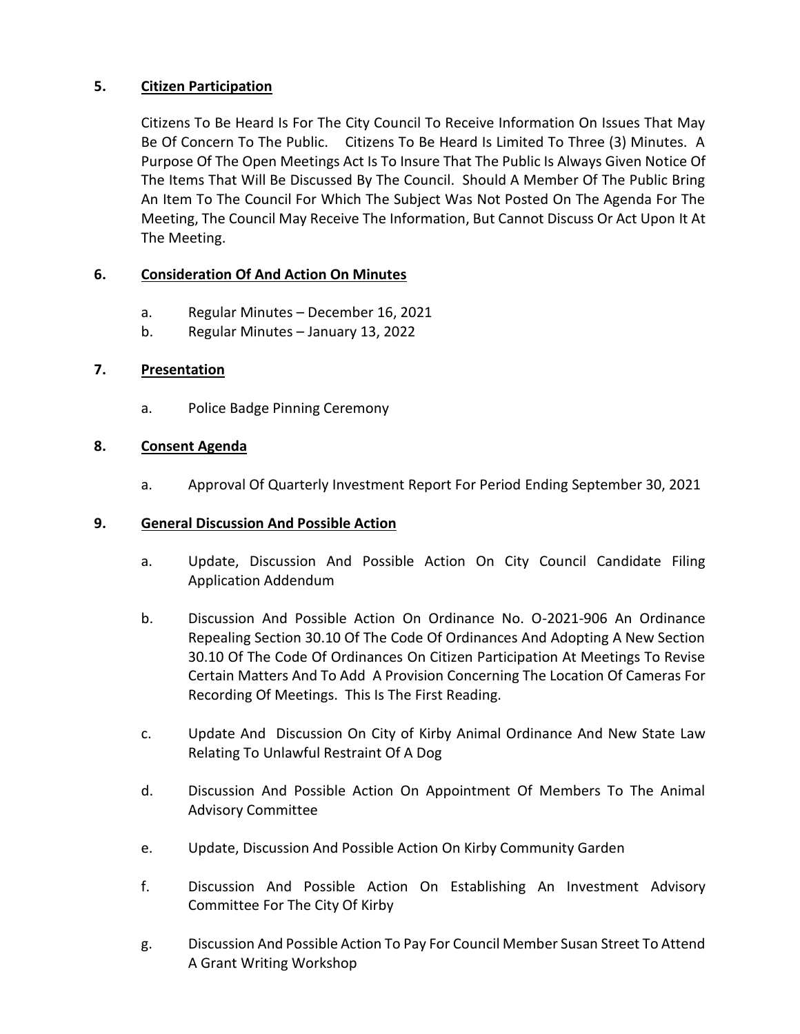## 5. Citizen Participation

Citizens To Be Heard Is For The City Council To Receive Information On Issues That May Be Of Concern To The Public. Citizens To Be Heard Is Limited To Three (3) Minutes. A Purpose Of The Open Meetings Act Is To Insure That The Public Is Always Given Notice Of The Items That Will Be Discussed By The Council. Should A Member Of The Public Bring An Item To The Council For Which The Subject Was Not Posted On The Agenda For The Meeting, The Council May Receive The Information, But Cannot Discuss Or Act Upon It At The Meeting.

## 6. Consideration Of And Action On Minutes

a. Regular Minutes – December 16, 2021

b. Regular Minutes – January 13, 2022

## 7. Presentation

a. Police Badge Pinning Ceremony

## 8. Consent Agenda

a. Approval Of Quarterly Investment Report For Period Ending September 30, 2021

## 9. General Discussion And Possible Action

a. Update, Discussion And Possible Action On City Council Candidate Filing Application Addendum

b. Discussion And Possible Action On Ordinance No. O-2021-906 An Ordinance Repealing Section 30.10 Of The Code Of Ordinances And Adopting A New Section 30.10 Of The Code Of Ordinances On Citizen Participation At Meetings To Revise Certain Matters And To Add A Provision Concerning The Location Of Cameras For Recording Of Meetings. This Is The First Reading.

c. Update And Discussion On City of Kirby Animal Ordinance And New State Law Relating To Unlawful Restraint Of A Dog

d. Discussion And Possible Action On Appointment Of Members To The Animal Advisory Committee

e. Update, Discussion And Possible Action On Kirby Community Garden

f. Discussion And Possible Action On Establishing An Investment Advisory Committee For The City Of Kirby

g. Discussion And Possible Action To Pay For Council Member Susan Street To Attend A Grant Writing Workshop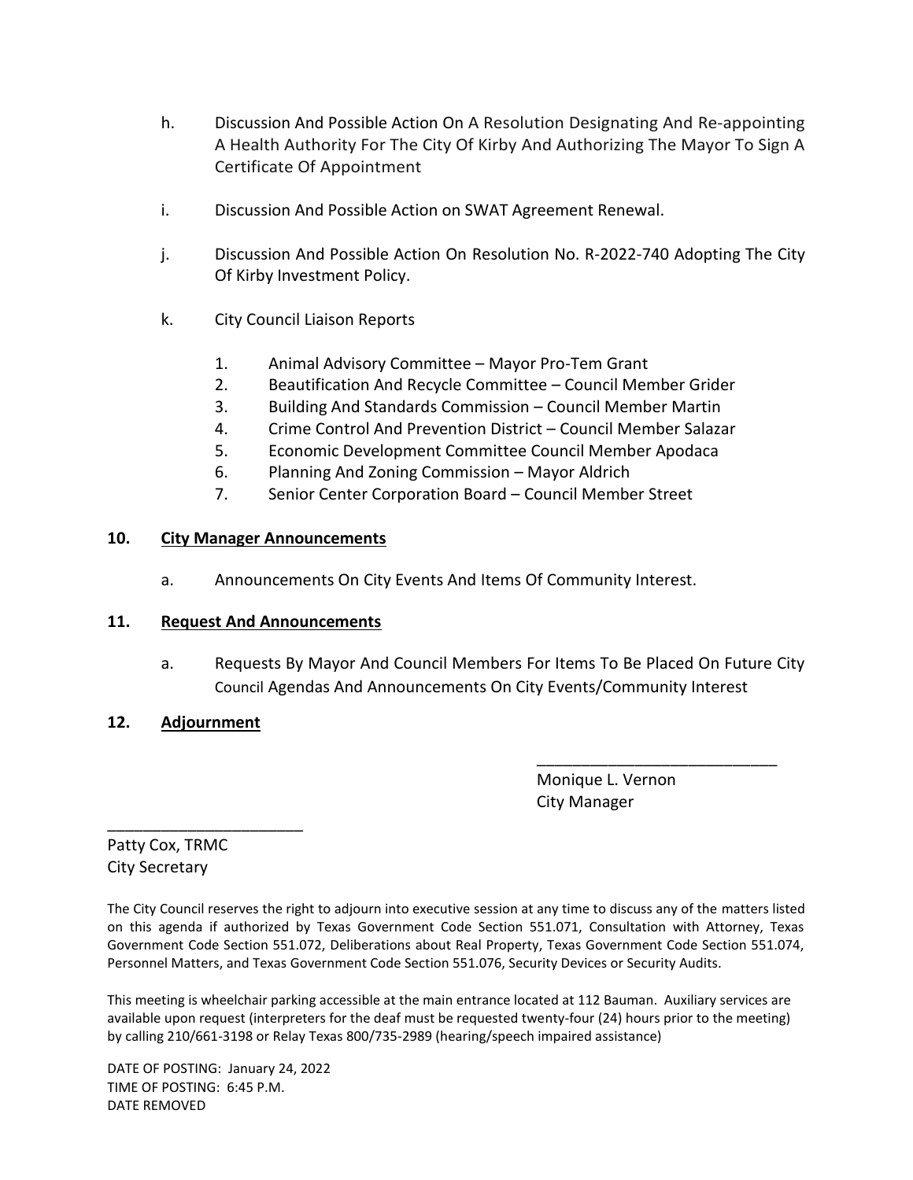h. Discussion And Possible Action On A Resolution Designating And Re-appointing A Health Authority For The City Of Kirby And Authorizing The Mayor To Sign A Certificate Of Appointment

i. Discussion And Possible Action on SWAT Agreement Renewal.

j. Discussion And Possible Action On Resolution No. R-2022-740 Adopting The City Of Kirby Investment Policy.

k. City Council Liaison Reports

1. Animal Advisory Committee – Mayor Pro-Tem Grant
2. Beautification And Recycle Committee – Council Member Grider
3. Building And Standards Commission – Council Member Martin
4. Crime Control And Prevention District – Council Member Salazar
5. Economic Development Committee Council Member Apodaca
6. Planning And Zoning Commission – Mayor Aldrich
7. Senior Center Corporation Board – Council Member Street

**10. <u>City Manager Announcements</u>**

a. Announcements On City Events And Items Of Community Interest.

**11. <u>Request And Announcements</u>**

a. Requests By Mayor And Council Members For Items To Be Placed On Future City Council Agendas And Announcements On City Events/Community Interest

**12. <u>Adjournment</u>**

___________________________
Monique L. Vernon
City Manager

______________________
Patty Cox, TRMC
City Secretary

The City Council reserves the right to adjourn into executive session at any time to discuss any of the matters listed on this agenda if authorized by Texas Government Code Section 551.071, Consultation with Attorney, Texas Government Code Section 551.072, Deliberations about Real Property, Texas Government Code Section 551.074, Personnel Matters, and Texas Government Code Section 551.076, Security Devices or Security Audits.

This meeting is wheelchair parking accessible at the main entrance located at 112 Bauman. Auxiliary services are available upon request (interpreters for the deaf must be requested twenty-four (24) hours prior to the meeting) by calling 210/661-3198 or Relay Texas 800/735-2989 (hearing/speech impaired assistance)

DATE OF POSTING: January 24, 2022
TIME OF POSTING: 6:45 P.M.
DATE REMOVED